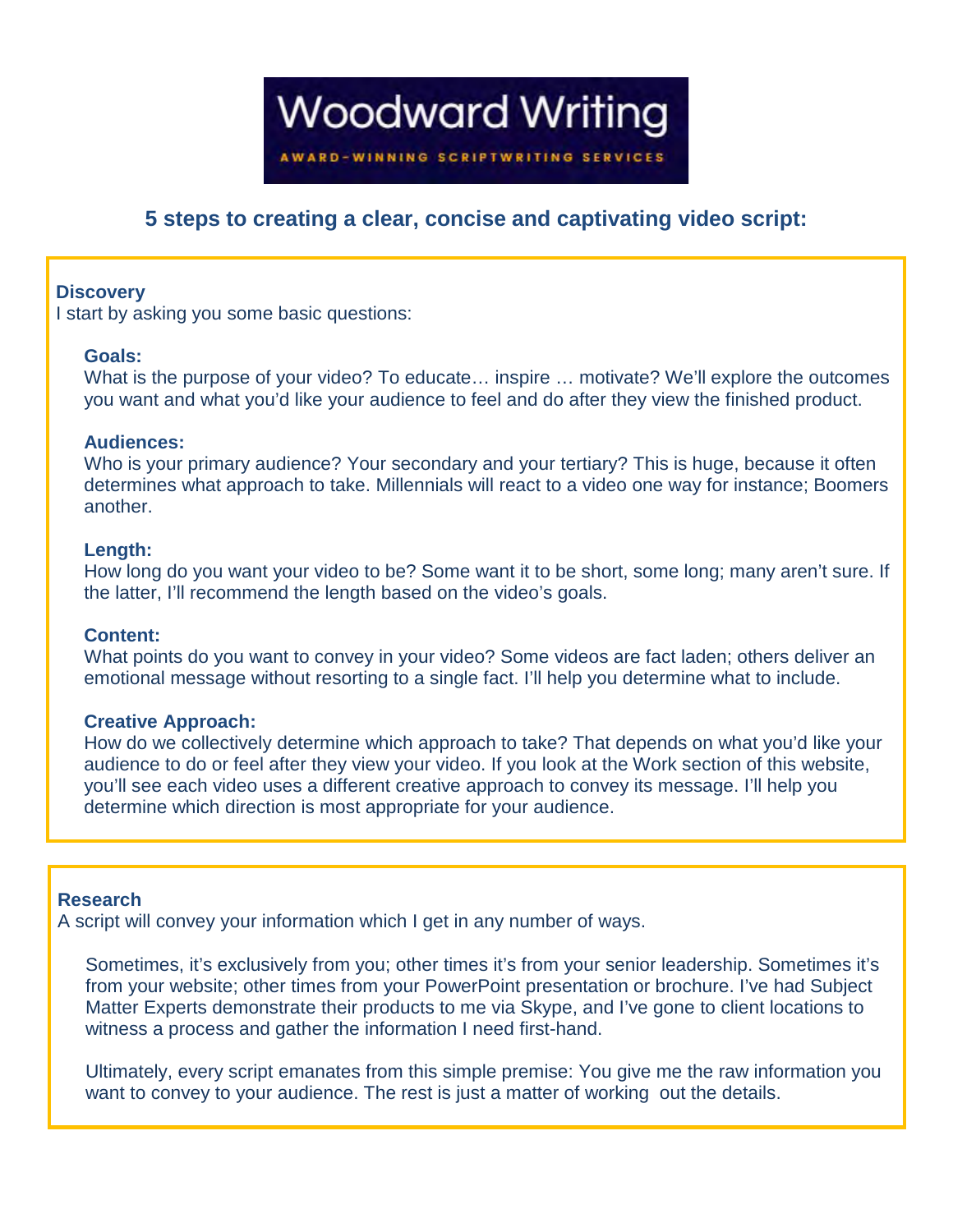# Woodward Writing

AWARD-WINNING SCRIPTWRITING SERVICES

## 5 steps to creating a clear, concise and captivating video script:

### Discovery

I start by asking you some basic questions:

**Goals:**
What is the purpose of your video? To educate… inspire … motivate? We'll explore the outcomes you want and what you'd like your audience to feel and do after they view the finished product.

**Audiences:**
Who is your primary audience? Your secondary and your tertiary? This is huge, because it often determines what approach to take. Millennials will react to a video one way for instance; Boomers another.

**Length:**
How long do you want your video to be? Some want it to be short, some long; many aren't sure. If the latter, I'll recommend the length based on the video's goals.

**Content:**
What points do you want to convey in your video? Some videos are fact laden; others deliver an emotional message without resorting to a single fact. I'll help you determine what to include.

**Creative Approach:**
How do we collectively determine which approach to take? That depends on what you'd like your audience to do or feel after they view your video. If you look at the Work section of this website, you'll see each video uses a different creative approach to convey its message. I'll help you determine which direction is most appropriate for your audience.

### Research

A script will convey your information which I get in any number of ways.

Sometimes, it's exclusively from you; other times it's from your senior leadership. Sometimes it's from your website; other times from your PowerPoint presentation or brochure. I've had Subject Matter Experts demonstrate their products to me via Skype, and I've gone to client locations to witness a process and gather the information I need first-hand.

Ultimately, every script emanates from this simple premise: You give me the raw information you want to convey to your audience. The rest is just a matter of working out the details.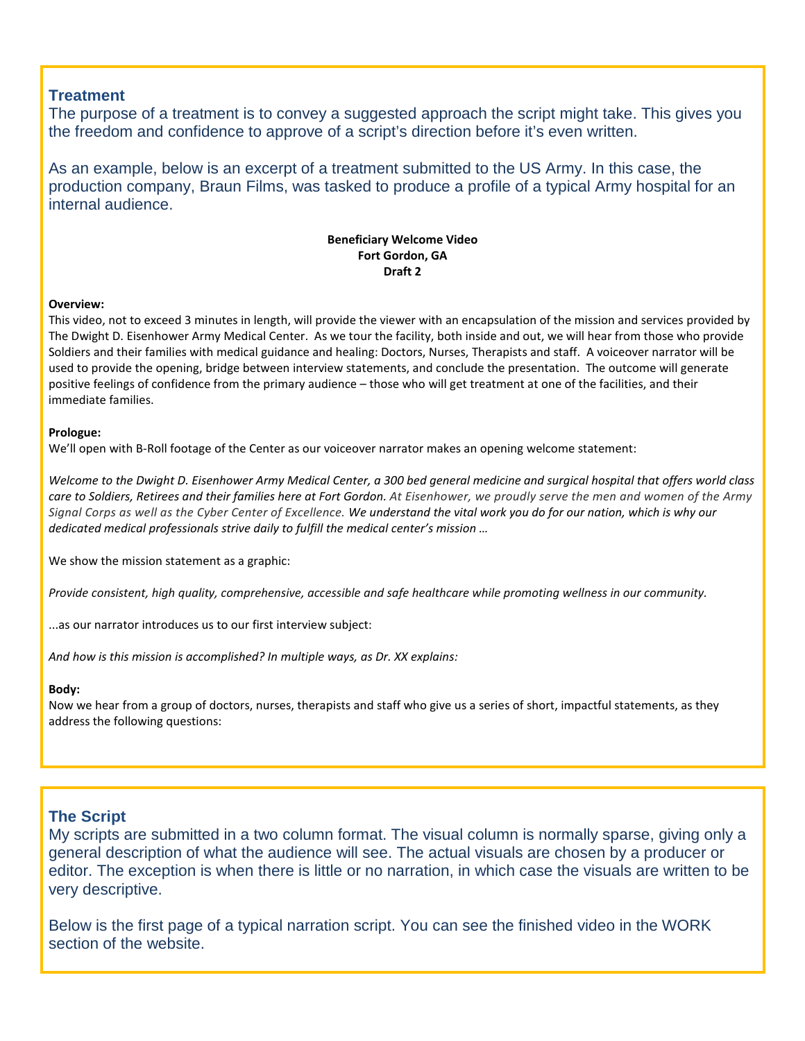## Treatment

The purpose of a treatment is to convey a suggested approach the script might take. This gives you the freedom and confidence to approve of a script's direction before it's even written.

As an example, below is an excerpt of a treatment submitted to the US Army. In this case, the production company, Braun Films, was tasked to produce a profile of a typical Army hospital for an internal audience.

**Beneficiary Welcome Video**
**Fort Gordon, GA**
**Draft 2**

**Overview:**
This video, not to exceed 3 minutes in length, will provide the viewer with an encapsulation of the mission and services provided by The Dwight D. Eisenhower Army Medical Center. As we tour the facility, both inside and out, we will hear from those who provide Soldiers and their families with medical guidance and healing: Doctors, Nurses, Therapists and staff. A voiceover narrator will be used to provide the opening, bridge between interview statements, and conclude the presentation. The outcome will generate positive feelings of confidence from the primary audience – those who will get treatment at one of the facilities, and their immediate families.

**Prologue:**
We'll open with B-Roll footage of the Center as our voiceover narrator makes an opening welcome statement:

*Welcome to the Dwight D. Eisenhower Army Medical Center, a 300 bed general medicine and surgical hospital that offers world class care to Soldiers, Retirees and their families here at Fort Gordon. At Eisenhower, we proudly serve the men and women of the Army Signal Corps as well as the Cyber Center of Excellence. We understand the vital work you do for our nation, which is why our dedicated medical professionals strive daily to fulfill the medical center's mission …*

We show the mission statement as a graphic:

*Provide consistent, high quality, comprehensive, accessible and safe healthcare while promoting wellness in our community.*

...as our narrator introduces us to our first interview subject:

*And how is this mission is accomplished? In multiple ways, as Dr. XX explains:*

**Body:**
Now we hear from a group of doctors, nurses, therapists and staff who give us a series of short, impactful statements, as they address the following questions:

## The Script

My scripts are submitted in a two column format. The visual column is normally sparse, giving only a general description of what the audience will see. The actual visuals are chosen by a producer or editor. The exception is when there is little or no narration, in which case the visuals are written to be very descriptive.

Below is the first page of a typical narration script. You can see the finished video in the WORK section of the website.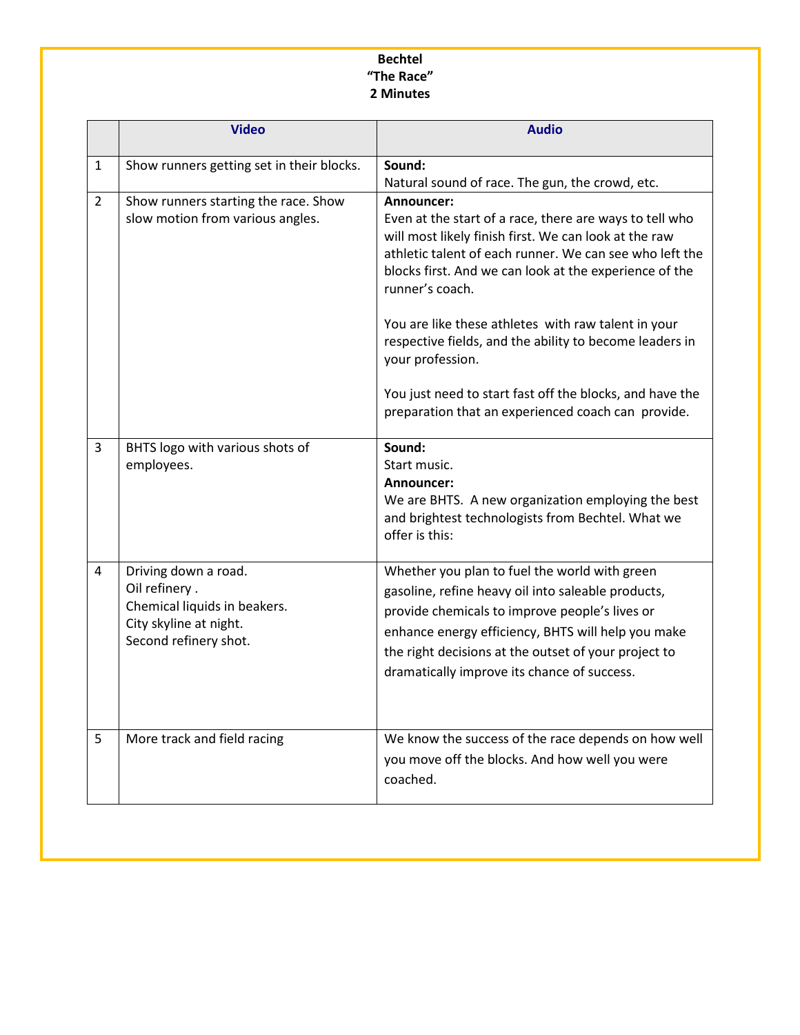**Bechtel**
**"The Race"**
**2 Minutes**

| | Video | Audio |
|---|---|---|
| 1 | Show runners getting set in their blocks. | **Sound:**<br>Natural sound of race. The gun, the crowd, etc. |
| 2 | Show runners starting the race. Show slow motion from various angles. | **Announcer:**<br>Even at the start of a race, there are ways to tell who will most likely finish first. We can look at the raw athletic talent of each runner. We can see who left the blocks first. And we can look at the experience of the runner's coach.<br><br>You are like these athletes with raw talent in your respective fields, and the ability to become leaders in your profession.<br><br>You just need to start fast off the blocks, and have the preparation that an experienced coach can provide. |
| 3 | BHTS logo with various shots of employees. | **Sound:**<br>Start music.<br>**Announcer:**<br>We are BHTS. A new organization employing the best and brightest technologists from Bechtel. What we offer is this: |
| 4 | Driving down a road.<br>Oil refinery .<br>Chemical liquids in beakers.<br>City skyline at night.<br>Second refinery shot. | Whether you plan to fuel the world with green gasoline, refine heavy oil into saleable products, provide chemicals to improve people's lives or enhance energy efficiency, BHTS will help you make the right decisions at the outset of your project to dramatically improve its chance of success. |
| 5 | More track and field racing | We know the success of the race depends on how well you move off the blocks. And how well you were coached. |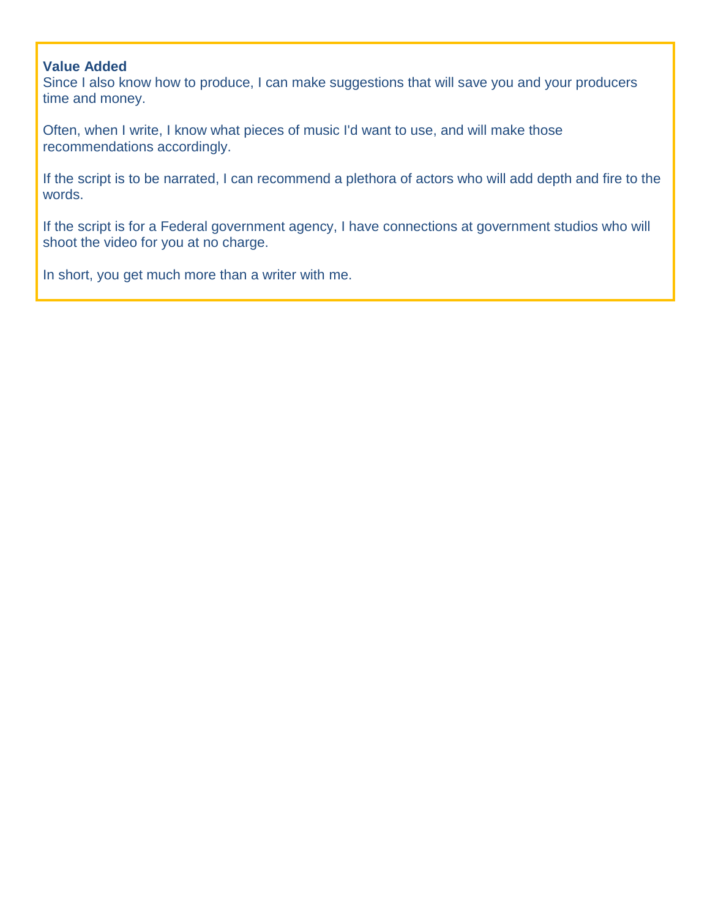**Value Added**

Since I also know how to produce, I can make suggestions that will save you and your producers time and money.

Often, when I write, I know what pieces of music I'd want to use, and will make those recommendations accordingly.

If the script is to be narrated, I can recommend a plethora of actors who will add depth and fire to the words.

If the script is for a Federal government agency, I have connections at government studios who will shoot the video for you at no charge.

In short, you get much more than a writer with me.